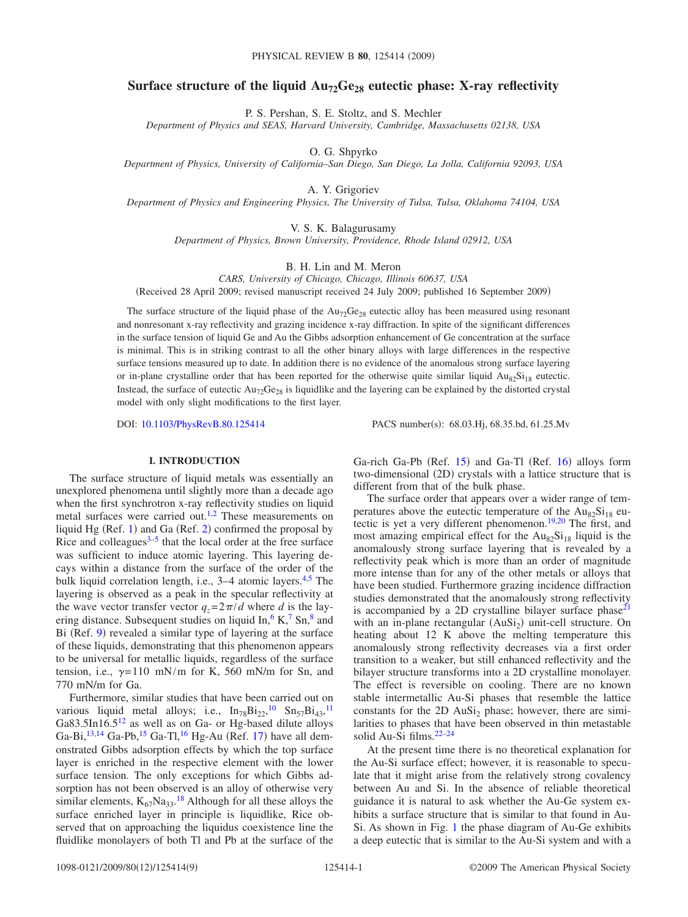# Surface structure of the liquid $Au_{72}Ge_{28}$ eutectic phase: X-ray reflectivity

P. S. Pershan, S. E. Stoltz, and S. Mechler

*Department of Physics and SEAS, Harvard University, Cambridge, Massachusetts 02138, USA*

O. G. Shpyrko

*Department of Physics, University of California–San Diego, San Diego, La Jolla, California 92093, USA*

A. Y. Grigoriev

*Department of Physics and Engineering Physics, The University of Tulsa, Tulsa, Oklahoma 74104, USA*

V. S. K. Balagurusamy

*Department of Physics, Brown University, Providence, Rhode Island 02912, USA*

B. H. Lin and M. Meron

*CARS, University of Chicago, Chicago, Illinois 60637, USA*

(Received 28 April 2009; revised manuscript received 24 July 2009; published 16 September 2009)

The surface structure of the liquid phase of the $Au_{72}Ge_{28}$ eutectic alloy has been measured using resonant and nonresonant x-ray reflectivity and grazing incidence x-ray diffraction. In spite of the significant differences in the surface tension of liquid Ge and Au the Gibbs adsorption enhancement of Ge concentration at the surface is minimal. This is in striking contrast to all the other binary alloys with large differences in the respective surface tensions measured up to date. In addition there is no evidence of the anomalous strong surface layering or in-plane crystalline order that has been reported for the otherwise quite similar liquid $Au_{82}Si_{18}$ eutectic. Instead, the surface of eutectic $Au_{72}Ge_{28}$ is liquidlike and the layering can be explained by the distorted crystal model with only slight modifications to the first layer.

DOI: 10.1103/PhysRevB.80.125414 PACS number(s): 68.03.Hj, 68.35.bd, 61.25.Mv

## I. INTRODUCTION

The surface structure of liquid metals was essentially an unexplored phenomena until slightly more than a decade ago when the first synchrotron x-ray reflectivity studies on liquid metal surfaces were carried out.[1,2] These measurements on liquid Hg (Ref. 1) and Ga (Ref. 2) confirmed the proposal by Rice and colleagues[3–5] that the local order at the free surface was sufficient to induce atomic layering. This layering decays within a distance from the surface of the order of the bulk liquid correlation length, i.e., 3–4 atomic layers.[4,5] The layering is observed as a peak in the specular reflectivity at the wave vector transfer vector $q_z = 2\pi/d$ where $d$ is the layering distance. Subsequent studies on liquid In,[6] K,[7] Sn,[8] and Bi (Ref. 9) revealed a similar type of layering at the surface of these liquids, demonstrating that this phenomenon appears to be universal for metallic liquids, regardless of the surface tension, i.e., $\gamma = 110$ mN/m for K, 560 mN/m for Sn, and 770 mN/m for Ga.

Furthermore, similar studies that have been carried out on various liquid metal alloys; i.e., $In_{78}Bi_{22}$,[10] $Sn_{57}Bi_{43}$,[11] Ga83.5In16.5[12] as well as on Ga- or Hg-based dilute alloys Ga-Bi,[13,14] Ga-Pb,[15] Ga-Tl,[16] Hg-Au (Ref. 17) have all demonstrated Gibbs adsorption effects by which the top surface layer is enriched in the respective element with the lower surface tension. The only exceptions for which Gibbs adsorption has not been observed is an alloy of otherwise very similar elements, $K_{67}Na_{33}$.[18] Although for all these alloys the surface enriched layer in principle is liquidlike, Rice observed that on approaching the liquidus coexistence line the fluidlike monolayers of both Tl and Pb at the surface of the Ga-rich Ga-Pb (Ref. 15) and Ga-Tl (Ref. 16) alloys form two-dimensional (2D) crystals with a lattice structure that is different from that of the bulk phase.

The surface order that appears over a wider range of temperatures above the eutectic temperature of the $Au_{82}Si_{18}$ eutectic is yet a very different phenomenon.[19,20] The first, and most amazing empirical effect for the $Au_{82}Si_{18}$ liquid is the anomalously strong surface layering that is revealed by a reflectivity peak which is more than an order of magnitude more intense than for any of the other metals or alloys that have been studied. Furthermore grazing incidence diffraction studies demonstrated that the anomalously strong reflectivity is accompanied by a 2D crystalline bilayer surface phase[21] with an in-plane rectangular ($AuSi_2$) unit-cell structure. On heating about 12 K above the melting temperature this anomalously strong reflectivity decreases via a first order transition to a weaker, but still enhanced reflectivity and the bilayer structure transforms into a 2D crystalline monolayer. The effect is reversible on cooling. There are no known stable intermetallic Au-Si phases that resemble the lattice constants for the 2D $AuSi_2$ phase; however, there are similarities to phases that have been observed in thin metastable solid Au-Si films.[22–24]

At the present time there is no theoretical explanation for the Au-Si surface effect; however, it is reasonable to speculate that it might arise from the relatively strong covalency between Au and Si. In the absence of reliable theoretical guidance it is natural to ask whether the Au-Ge system exhibits a surface structure that is similar to that found in Au-Si. As shown in Fig. 1 the phase diagram of Au-Ge exhibits a deep eutectic that is similar to the Au-Si system and with a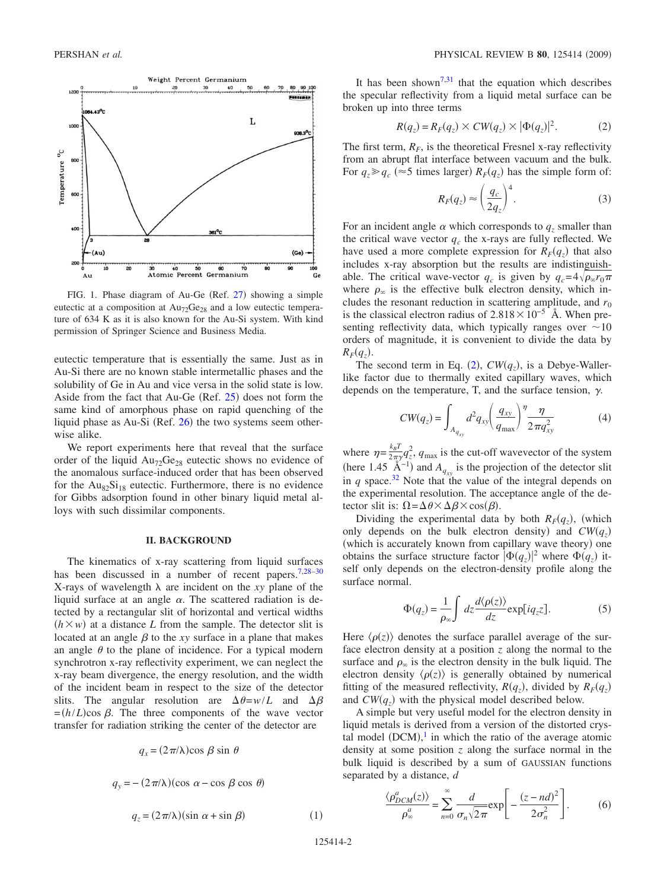FIG. 1. Phase diagram of Au-Ge (Ref. [27]) showing a simple eutectic at a composition at $Au_{72}Ge_{28}$ and a low eutectic temperature of 634 K as it is also known for the Au-Si system. With kind permission of Springer Science and Business Media.

eutectic temperature that is essentially the same. Just as in Au-Si there are no known stable intermetallic phases and the solubility of Ge in Au and vice versa in the solid state is low. Aside from the fact that Au-Ge (Ref. [25]) does not form the same kind of amorphous phase on rapid quenching of the liquid phase as Au-Si (Ref. [26]) the two systems seem otherwise alike.

We report experiments here that reveal that the surface order of the liquid $Au_{72}Ge_{28}$ eutectic shows no evidence of the anomalous surface-induced order that has been observed for the $Au_{82}Si_{18}$ eutectic. Furthermore, there is no evidence for Gibbs adsorption found in other binary liquid metal alloys with such dissimilar components.

## II. BACKGROUND

The kinematics of x-ray scattering from liquid surfaces has been discussed in a number of recent papers.[7,28–30] X-rays of wavelength $\lambda$ are incident on the $xy$ plane of the liquid surface at an angle $\alpha$. The scattered radiation is detected by a rectangular slit of horizontal and vertical widths $(h\times w)$ at a distance $L$ from the sample. The detector slit is located at an angle $\beta$ to the $xy$ surface in a plane that makes an angle $\theta$ to the plane of incidence. For a typical modern synchrotron x-ray reflectivity experiment, we can neglect the x-ray beam divergence, the energy resolution, and the width of the incident beam in respect to the size of the detector slits. The angular resolution are $\Delta\theta = w/L$ and $\Delta\beta = (h/L)\cos\beta$. The three components of the wave vector transfer for radiation striking the center of the detector are

$$q_x = (2\pi/\lambda)\cos\beta\sin\theta$$

$$q_y = -(2\pi/\lambda)(\cos\alpha - \cos\beta\cos\theta)$$

$$q_z = (2\pi/\lambda)(\sin\alpha + \sin\beta) \tag{1}$$

It has been shown[7,31] that the equation which describes the specular reflectivity from a liquid metal surface can be broken up into three terms

$$R(q_z) = R_F(q_z)\times CW(q_z)\times|\Phi(q_z)|^2. \tag{2}$$

The first term, $R_F$, is the theoretical Fresnel x-ray reflectivity from an abrupt flat interface between vacuum and the bulk. For $q_z \gg q_c$ ($\approx 5$ times larger) $R_F(q_z)$ has the simple form of:

$$R_F(q_z) \approx \left(\frac{q_c}{2q_z}\right)^4. \tag{3}$$

For an incident angle $\alpha$ which corresponds to $q_z$ smaller than the critical wave vector $q_c$ the x-rays are fully reflected. We have used a more complete expression for $R_F(q_z)$ that also includes x-ray absorption but the results are indistinguishable. The critical wave-vector $q_c$ is given by $q_c = 4\sqrt{\rho_\infty r_0 \pi}$ where $\rho_\infty$ is the effective bulk electron density, which includes the resonant reduction in scattering amplitude, and $r_0$ is the classical electron radius of $2.818\times10^{-5}$ Å. When presenting reflectivity data, which typically ranges over $\sim 10$ orders of magnitude, it is convenient to divide the data by $R_F(q_z)$.

The second term in Eq. (2), $CW(q_z)$, is a Debye-Waller-like factor due to thermally exited capillary waves, which depends on the temperature, T, and the surface tension, $\gamma$.

$$CW(q_z) = \int_{A_{q_{xy}}} d^2q_{xy}\left(\frac{q_{xy}}{q_{\max}}\right)^{\eta}\frac{\eta}{2\pi q_{xy}^2} \tag{4}$$

where $\eta = \frac{k_BT}{2\pi\gamma}q_z^2$, $q_{\max}$ is the cut-off wavevector of the system (here 1.45 Å$^{-1}$) and $A_{q_{xy}}$ is the projection of the detector slit in $q$ space.[32] Note that the value of the integral depends on the experimental resolution. The acceptance angle of the detector slit is: $\Omega = \Delta\theta\times\Delta\beta\times\cos(\beta)$.

Dividing the experimental data by both $R_F(q_z)$, (which only depends on the bulk electron density) and $CW(q_z)$ (which is accurately known from capillary wave theory) one obtains the surface structure factor $|\Phi(q_z)|^2$ where $\Phi(q_z)$ itself only depends on the electron-density profile along the surface normal.

$$\Phi(q_z) = \frac{1}{\rho_\infty}\int dz\frac{d\langle\rho(z)\rangle}{dz}\exp[iq_z z]. \tag{5}$$

Here $\langle\rho(z)\rangle$ denotes the surface parallel average of the surface electron density at a position $z$ along the normal to the surface and $\rho_\infty$ is the electron density in the bulk liquid. The electron density $\langle\rho(z)\rangle$ is generally obtained by numerical fitting of the measured reflectivity, $R(q_z)$, divided by $R_F(q_z)$ and $CW(q_z)$ with the physical model described below.

A simple but very useful model for the electron density in liquid metals is derived from a version of the distorted crystal model (DCM),[1] in which the ratio of the average atomic density at some position $z$ along the surface normal in the bulk liquid is described by a sum of GAUSSIAN functions separated by a distance, $d$

$$\frac{\langle\rho^a_{DCM}(z)\rangle}{\rho^a_\infty} = \sum_{n=0}^{\infty}\frac{d}{\sigma_n\sqrt{2\pi}}\exp\left[-\frac{(z-nd)^2}{2\sigma_n^2}\right]. \tag{6}$$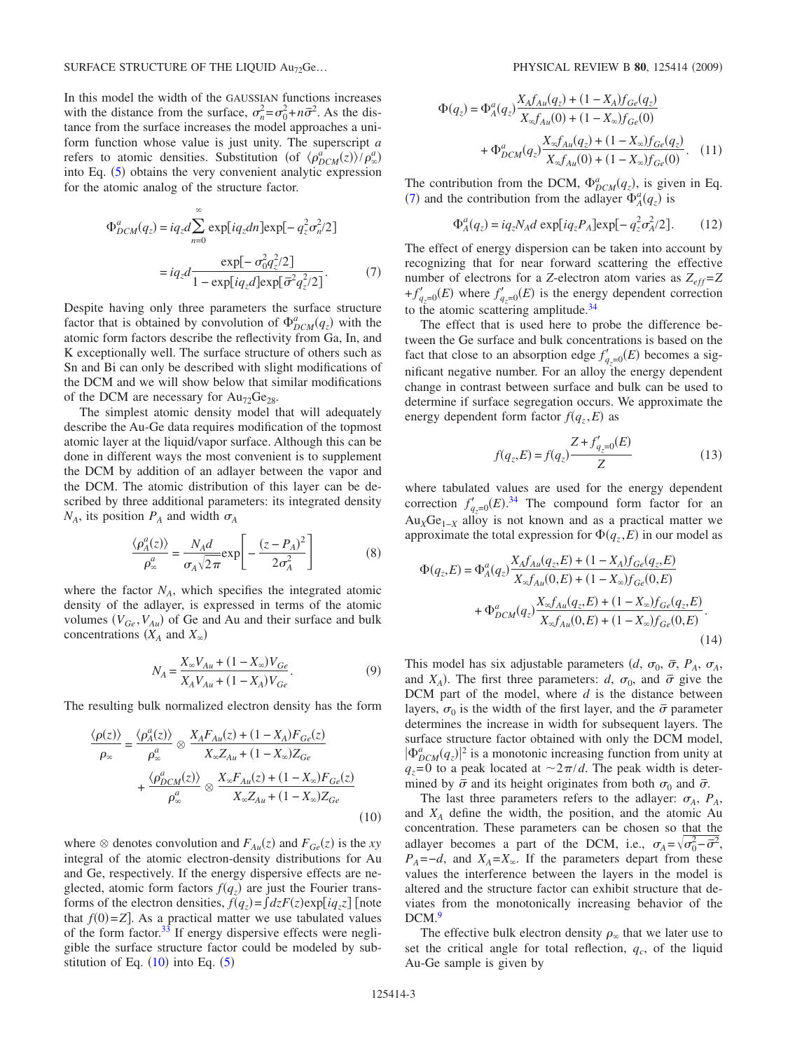In this model the width of the GAUSSIAN functions increases with the distance from the surface, $\sigma_n^2 = \sigma_0^2 + n\bar{\sigma}^2$. As the distance from the surface increases the model approaches a uniform function whose value is just unity. The superscript $a$ refers to atomic densities. Substitution (of $\langle \rho^a_{DCM}(z)\rangle / \rho^a_\infty$) into Eq. (5) obtains the very convenient analytic expression for the atomic analog of the structure factor.

$$
\begin{aligned}
\Phi^a_{DCM}(q_z) &= iq_z d \sum_{n=0}^{\infty} \exp[iq_z dn]\exp[-q_z^2\sigma_n^2/2] \\
&= iq_z d \frac{\exp[-\sigma_0^2 q_z^2/2]}{1-\exp[iq_z d]\exp[\bar{\sigma}^2 q_z^2/2]}.
\end{aligned} \tag{7}
$$

Despite having only three parameters the surface structure factor that is obtained by convolution of $\Phi^a_{DCM}(q_z)$ with the atomic form factors describe the reflectivity from Ga, In, and K exceptionally well. The surface structure of others such as Sn and Bi can only be described with slight modifications of the DCM and we will show below that similar modifications of the DCM are necessary for $Au_{72}Ge_{28}$.

The simplest atomic density model that will adequately describe the Au-Ge data requires modification of the topmost atomic layer at the liquid/vapor surface. Although this can be done in different ways the most convenient is to supplement the DCM by addition of an adlayer between the vapor and the DCM. The atomic distribution of this layer can be described by three additional parameters: its integrated density $N_A$, its position $P_A$ and width $\sigma_A$

$$
\frac{\langle \rho^a_A(z)\rangle}{\rho^a_\infty} = \frac{N_A d}{\sigma_A\sqrt{2\pi}} \exp\left[-\frac{(z-P_A)^2}{2\sigma_A^2}\right] \tag{8}
$$

where the factor $N_A$, which specifies the integrated atomic density of the adlayer, is expressed in terms of the atomic volumes $(V_{Ge}, V_{Au})$ of Ge and Au and their surface and bulk concentrations ($X_A$ and $X_\infty$)

$$
N_A = \frac{X_\infty V_{Au} + (1-X_\infty)V_{Ge}}{X_A V_{Au} + (1-X_A)V_{Ge}}. \tag{9}
$$

The resulting bulk normalized electron density has the form

$$
\begin{aligned}
\frac{\langle \rho(z)\rangle}{\rho_\infty} &= \frac{\langle \rho^a_A(z)\rangle}{\rho^a_\infty} \otimes \frac{X_A F_{Au}(z) + (1-X_A)F_{Ge}(z)}{X_\infty Z_{Au} + (1-X_\infty)Z_{Ge}} \\
&\quad + \frac{\langle \rho^a_{DCM}(z)\rangle}{\rho^a_\infty} \otimes \frac{X_\infty F_{Au}(z) + (1-X_\infty)F_{Ge}(z)}{X_\infty Z_{Au} + (1-X_\infty)Z_{Ge}}
\end{aligned} \tag{10}
$$

where $\otimes$ denotes convolution and $F_{Au}(z)$ and $F_{Ge}(z)$ is the $xy$ integral of the atomic electron-density distributions for Au and Ge, respectively. If the energy dispersive effects are neglected, atomic form factors $f(q_z)$ are just the Fourier transforms of the electron densities, $f(q_z) = \int dz F(z)\exp[iq_z z]$ [note that $f(0)=Z$]. As a practical matter we use tabulated values of the form factor.[33] If energy dispersive effects were negligible the surface structure factor could be modeled by substitution of Eq. (10) into Eq. (5)

$$
\begin{aligned}
\Phi(q_z) &= \Phi^a_A(q_z)\frac{X_A f_{Au}(q_z) + (1-X_A)f_{Ge}(q_z)}{X_\infty f_{Au}(0) + (1-X_\infty)f_{Ge}(0)} \\
&\quad + \Phi^a_{DCM}(q_z)\frac{X_\infty f_{Au}(q_z) + (1-X_\infty)f_{Ge}(q_z)}{X_\infty f_{Au}(0) + (1-X_\infty)f_{Ge}(0)}.
\end{aligned} \tag{11}
$$

The contribution from the DCM, $\Phi^a_{DCM}(q_z)$, is given in Eq. (7) and the contribution from the adlayer $\Phi^a_A(q_z)$ is

$$
\Phi^a_A(q_z) = iq_z N_A d \exp[iq_z P_A]\exp[-q_z^2\sigma_A^2/2]. \tag{12}
$$

The effect of energy dispersion can be taken into account by recognizing that for near forward scattering the effective number of electrons for a $Z$-electron atom varies as $Z_{eff} = Z + f'_{q_z=0}(E)$ where $f'_{q_z=0}(E)$ is the energy dependent correction to the atomic scattering amplitude.[34]

The effect that is used here to probe the difference between the Ge surface and bulk concentrations is based on the fact that close to an absorption edge $f'_{q_z=0}(E)$ becomes a significant negative number. For an alloy the energy dependent change in contrast between surface and bulk can be used to determine if surface segregation occurs. We approximate the energy dependent form factor $f(q_z, E)$ as

$$
f(q_z,E) = f(q_z)\frac{Z + f'_{q_z=0}(E)}{Z} \tag{13}
$$

where tabulated values are used for the energy dependent correction $f'_{q_z=0}(E)$.[34] The compound form factor for an $Au_X Ge_{1-X}$ alloy is not known and as a practical matter we approximate the total expression for $\Phi(q_z, E)$ in our model as

$$
\begin{aligned}
\Phi(q_z,E) &= \Phi^a_A(q_z)\frac{X_A f_{Au}(q_z,E) + (1-X_A)f_{Ge}(q_z,E)}{X_\infty f_{Au}(0,E) + (1-X_\infty)f_{Ge}(0,E)} \\
&\quad + \Phi^a_{DCM}(q_z)\frac{X_\infty f_{Au}(q_z,E) + (1-X_\infty)f_{Ge}(q_z,E)}{X_\infty f_{Au}(0,E) + (1-X_\infty)f_{Ge}(0,E)}.
\end{aligned} \tag{14}
$$

This model has six adjustable parameters ($d$, $\sigma_0$, $\bar{\sigma}$, $P_A$, $\sigma_A$, and $X_A$). The first three parameters: $d$, $\sigma_0$, and $\bar{\sigma}$ give the DCM part of the model, where $d$ is the distance between layers, $\sigma_0$ is the width of the first layer, and the $\bar{\sigma}$ parameter determines the increase in width for subsequent layers. The surface structure factor obtained with only the DCM model, $|\Phi^a_{DCM}(q_z)|^2$ is a monotonic increasing function from unity at $q_z=0$ to a peak located at $\sim 2\pi/d$. The peak width is determined by $\bar{\sigma}$ and its height originates from both $\sigma_0$ and $\bar{\sigma}$.

The last three parameters refers to the adlayer: $\sigma_A$, $P_A$, and $X_A$ define the width, the position, and the atomic Au concentration. These parameters can be chosen so that the adlayer becomes a part of the DCM, i.e., $\sigma_A = \sqrt{\sigma_0^2 - \bar{\sigma}^2}$, $P_A = -d$, and $X_A = X_\infty$. If the parameters depart from these values the interference between the layers in the model is altered and the structure factor can exhibit structure that deviates from the monotonically increasing behavior of the DCM.[9]

The effective bulk electron density $\rho_\infty$ that we later use to set the critical angle for total reflection, $q_c$, of the liquid Au-Ge sample is given by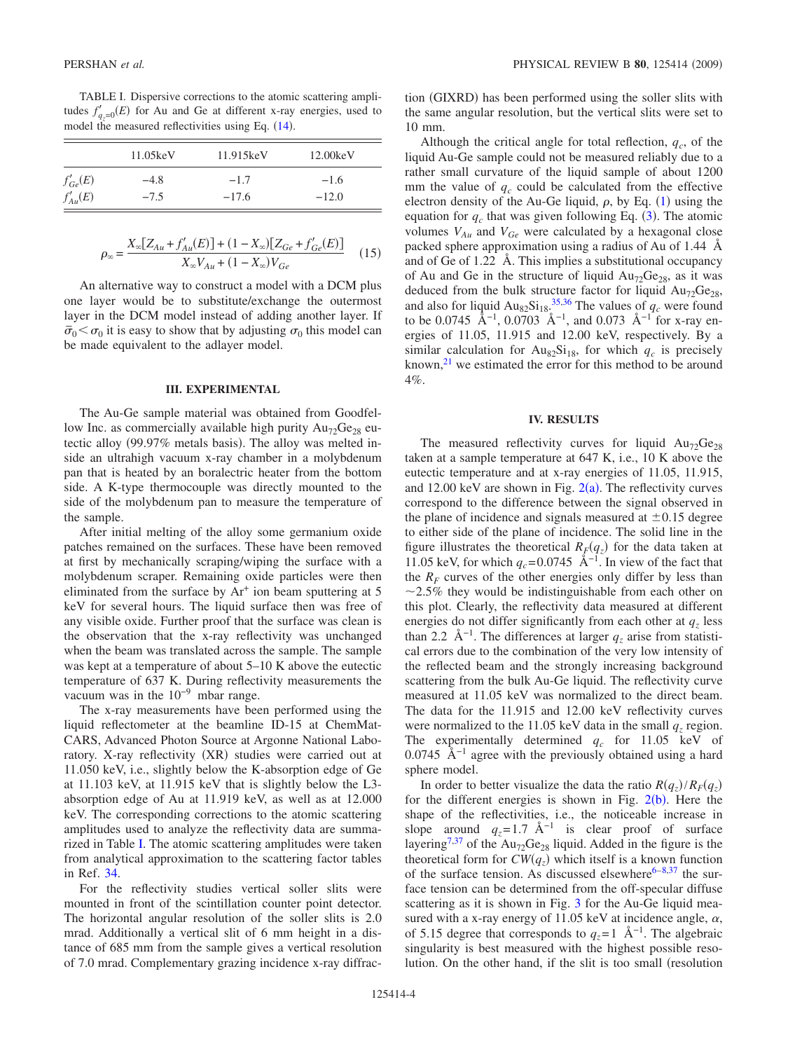TABLE I. Dispersive corrections to the atomic scattering amplitudes $f'_{q_z=0}(E)$ for Au and Ge at different x-ray energies, used to model the measured reflectivities using Eq. (14).

| | 11.05keV | 11.915keV | 12.00keV |
|---|---|---|---|
| $f'_{Ge}(E)$ | −4.8 | −1.7 | −1.6 |
| $f'_{Au}(E)$ | −7.5 | −17.6 | −12.0 |

$$\rho_\infty = \frac{X_\infty[Z_{Au} + f'_{Au}(E)] + (1 - X_\infty)[Z_{Ge} + f'_{Ge}(E)]}{X_\infty V_{Au} + (1 - X_\infty) V_{Ge}} \quad (15)$$

An alternative way to construct a model with a DCM plus one layer would be to substitute/exchange the outermost layer in the DCM model instead of adding another layer. If $\bar{\sigma}_0 < \sigma_0$ it is easy to show that by adjusting $\sigma_0$ this model can be made equivalent to the adlayer model.

## III. EXPERIMENTAL

The Au-Ge sample material was obtained from Goodfellow Inc. as commercially available high purity $Au_{72}Ge_{28}$ eutectic alloy (99.97% metals basis). The alloy was melted inside an ultrahigh vacuum x-ray chamber in a molybdenum pan that is heated by an boralectric heater from the bottom side. A K-type thermocouple was directly mounted to the side of the molybdenum pan to measure the temperature of the sample.

After initial melting of the alloy some germanium oxide patches remained on the surfaces. These have been removed at first by mechanically scraping/wiping the surface with a molybdenum scraper. Remaining oxide particles were then eliminated from the surface by $Ar^+$ ion beam sputtering at 5 keV for several hours. The liquid surface then was free of any visible oxide. Further proof that the surface was clean is the observation that the x-ray reflectivity was unchanged when the beam was translated across the sample. The sample was kept at a temperature of about 5–10 K above the eutectic temperature of 637 K. During reflectivity measurements the vacuum was in the $10^{-9}$ mbar range.

The x-ray measurements have been performed using the liquid reflectometer at the beamline ID-15 at ChemMatCARS, Advanced Photon Source at Argonne National Laboratory. X-ray reflectivity (XR) studies were carried out at 11.050 keV, i.e., slightly below the K-absorption edge of Ge at 11.103 keV, at 11.915 keV that is slightly below the L3-absorption edge of Au at 11.919 keV, as well as at 12.000 keV. The corresponding corrections to the atomic scattering amplitudes used to analyze the reflectivity data are summarized in Table I. The atomic scattering amplitudes were taken from analytical approximation to the scattering factor tables in Ref. 34.

For the reflectivity studies vertical soller slits were mounted in front of the scintillation counter point detector. The horizontal angular resolution of the soller slits is 2.0 mrad. Additionally a vertical slit of 6 mm height in a distance of 685 mm from the sample gives a vertical resolution of 7.0 mrad. Complementary grazing incidence x-ray diffraction (GIXRD) has been performed using the soller slits with the same angular resolution, but the vertical slits were set to 10 mm.

Although the critical angle for total reflection, $q_c$, of the liquid Au-Ge sample could not be measured reliably due to a rather small curvature of the liquid sample of about 1200 mm the value of $q_c$ could be calculated from the effective electron density of the Au-Ge liquid, $\rho$, by Eq. (1) using the equation for $q_c$ that was given following Eq. (3). The atomic volumes $V_{Au}$ and $V_{Ge}$ were calculated by a hexagonal close packed sphere approximation using a radius of Au of 1.44 Å and of Ge of 1.22 Å. This implies a substitutional occupancy of Au and Ge in the structure of liquid $Au_{72}Ge_{28}$, as it was deduced from the bulk structure factor for liquid $Au_{72}Ge_{28}$, and also for liquid $Au_{82}Si_{18}$.[35,36] The values of $q_c$ were found to be 0.0745 Å$^{-1}$, 0.0703 Å$^{-1}$, and 0.073 Å$^{-1}$ for x-ray energies of 11.05, 11.915, and 12.00 keV, respectively. By a similar calculation for $Au_{82}Si_{18}$, for which $q_c$ is precisely known,[21] we estimated the error for this method to be around 4%.

## IV. RESULTS

The measured reflectivity curves for liquid $Au_{72}Ge_{28}$ taken at a sample temperature at 647 K, i.e., 10 K above the eutectic temperature and at x-ray energies of 11.05, 11.915, and 12.00 keV are shown in Fig. 2(a). The reflectivity curves correspond to the difference between the signal observed in the plane of incidence and signals measured at ±0.15 degree to either side of the plane of incidence. The solid line in the figure illustrates the theoretical $R_F(q_z)$ for the data taken at 11.05 keV, for which $q_c = 0.0745$ Å$^{-1}$. In view of the fact that the $R_F$ curves of the other energies only differ by less than ~2.5% they would be indistinguishable from each other on this plot. Clearly, the reflectivity data measured at different energies do not differ significantly from each other at $q_z$ less than 2.2 Å$^{-1}$. The differences at larger $q_z$ arise from statistical errors due to the combination of the very low intensity of the reflected beam and the strongly increasing background scattering from the bulk Au-Ge liquid. The reflectivity curve measured at 11.05 keV was normalized to the direct beam. The data for the 11.915 and 12.00 keV reflectivity curves were normalized to the 11.05 keV data in the small $q_z$ region. The experimentally determined $q_c$ for 11.05 keV of 0.0745 Å$^{-1}$ agree with the previously obtained using a hard sphere model.

In order to better visualize the data the ratio $R(q_z)/R_F(q_z)$ for the different energies is shown in Fig. 2(b). Here the shape of the reflectivities, i.e., the noticeable increase in slope around $q_z = 1.7$ Å$^{-1}$ is clear proof of surface layering[7,37] of the $Au_{72}Ge_{28}$ liquid. Added in the figure is the theoretical form for $CW(q_z)$ which itself is a known function of the surface tension. As discussed elsewhere[6–8,37] the surface tension can be determined from the off-specular diffuse scattering as it is shown in Fig. 3 for the Au-Ge liquid measured with a x-ray energy of 11.05 keV at incidence angle, $\alpha$, of 5.15 degree that corresponds to $q_z = 1$ Å$^{-1}$. The algebraic singularity is best measured with the highest possible resolution. On the other hand, if the slit is too small (resolution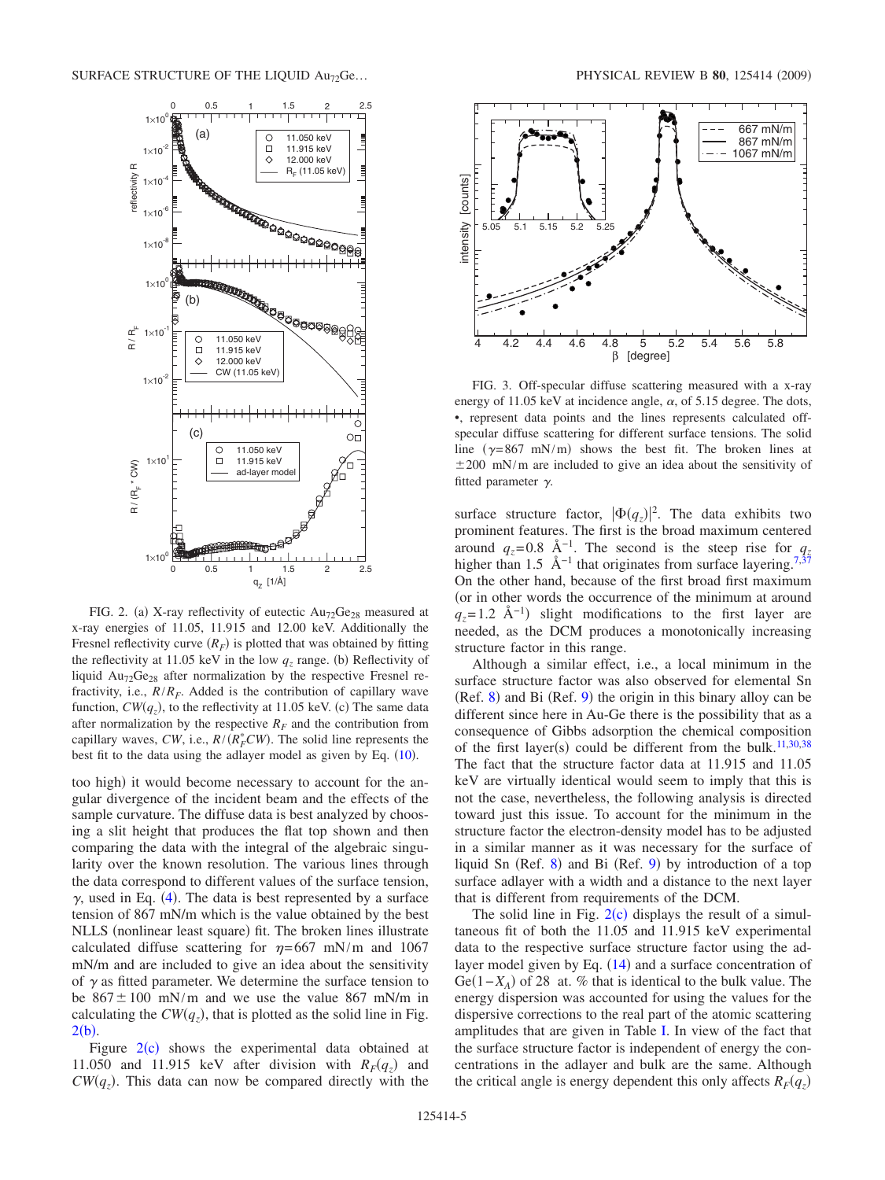FIG. 2. (a) X-ray reflectivity of eutectic $Au_{72}Ge_{28}$ measured at x-ray energies of 11.05, 11.915 and 12.00 keV. Additionally the Fresnel reflectivity curve ($R_F$) is plotted that was obtained by fitting the reflectivity at 11.05 keV in the low $q_z$ range. (b) Reflectivity of liquid $Au_{72}Ge_{28}$ after normalization by the respective Fresnel refractivity, i.e., $R/R_F$. Added is the contribution of capillary wave function, $CW(q_z)$, to the reflectivity at 11.05 keV. (c) The same data after normalization by the respective $R_F$ and the contribution from capillary waves, $CW$, i.e., $R/(R_F^* CW)$. The solid line represents the best fit to the data using the adlayer model as given by Eq. (10).

too high) it would become necessary to account for the angular divergence of the incident beam and the effects of the sample curvature. The diffuse data is best analyzed by choosing a slit height that produces the flat top shown and then comparing the data with the integral of the algebraic singularity over the known resolution. The various lines through the data correspond to different values of the surface tension, $\gamma$, used in Eq. (4). The data is best represented by a surface tension of 867 mN/m which is the value obtained by the best NLLS (nonlinear least square) fit. The broken lines illustrate calculated diffuse scattering for $\eta$=667 mN/m and 1067 mN/m and are included to give an idea about the sensitivity of $\gamma$ as fitted parameter. We determine the surface tension to be $867 \pm 100$ mN/m and we use the value 867 mN/m in calculating the $CW(q_z)$, that is plotted as the solid line in Fig. 2(b).

Figure 2(c) shows the experimental data obtained at 11.050 and 11.915 keV after division with $R_F(q_z)$ and $CW(q_z)$. This data can now be compared directly with the surface structure factor, $|\Phi(q_z)|^2$. The data exhibits two prominent features. The first is the broad maximum centered around $q_z$=0.8 Å$^{-1}$. The second is the steep rise for $q_z$ higher than 1.5 Å$^{-1}$ that originates from surface layering.[7,37] On the other hand, because of the first broad first maximum (or in other words the occurrence of the minimum at around $q_z$=1.2 Å$^{-1}$) slight modifications to the first layer are needed, as the DCM produces a monotonically increasing structure factor in this range.

FIG. 3. Off-specular diffuse scattering measured with a x-ray energy of 11.05 keV at incidence angle, $\alpha$, of 5.15 degree. The dots, •, represent data points and the lines represents calculated off-specular diffuse scattering for different surface tensions. The solid line ($\gamma$=867 mN/m) shows the best fit. The broken lines at $\pm$200 mN/m are included to give an idea about the sensitivity of fitted parameter $\gamma$.

Although a similar effect, i.e., a local minimum in the surface structure factor was also observed for elemental Sn (Ref. 8) and Bi (Ref. 9) the origin in this binary alloy can be different since here in Au-Ge there is the possibility that as a consequence of Gibbs adsorption the chemical composition of the first layer(s) could be different from the bulk.[11,30,38] The fact that the structure factor data at 11.915 and 11.05 keV are virtually identical would seem to imply that this is not the case, nevertheless, the following analysis is directed toward just this issue. To account for the minimum in the structure factor the electron-density model has to be adjusted in a similar manner as it was necessary for the surface of liquid Sn (Ref. 8) and Bi (Ref. 9) by introduction of a top surface adlayer with a width and a distance to the next layer that is different from requirements of the DCM.

The solid line in Fig. 2(c) displays the result of a simultaneous fit of both the 11.05 and 11.915 keV experimental data to the respective surface structure factor using the adlayer model given by Eq. (14) and a surface concentration of Ge$(1-X_A)$ of 28 at. % that is identical to the bulk value. The energy dispersion was accounted for using the values for the dispersive corrections to the real part of the atomic scattering amplitudes that are given in Table I. In view of the fact that the surface structure factor is independent of energy the concentrations in the adlayer and bulk are the same. Although the critical angle is energy dependent this only affects $R_F(q_z)$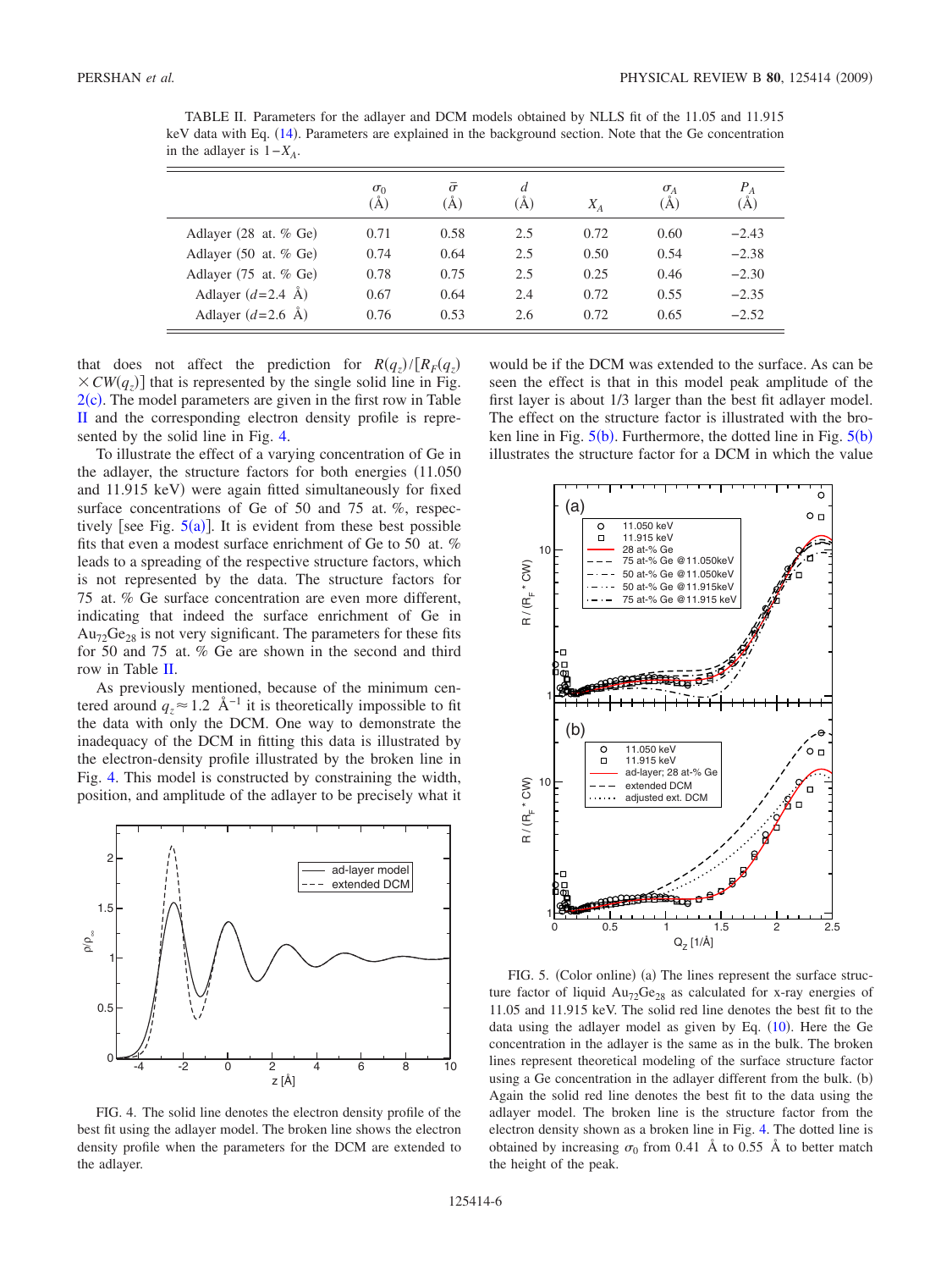TABLE II. Parameters for the adlayer and DCM models obtained by NLLS fit of the 11.05 and 11.915 keV data with Eq. (14). Parameters are explained in the background section. Note that the Ge concentration in the adlayer is $1-X_A$.

| | $\sigma_0$ (Å) | $\bar{\sigma}$ (Å) | $d$ (Å) | $X_A$ | $\sigma_A$ (Å) | $P_A$ (Å) |
|---|---|---|---|---|---|---|
| Adlayer (28 at. % Ge) | 0.71 | 0.58 | 2.5 | 0.72 | 0.60 | −2.43 |
| Adlayer (50 at. % Ge) | 0.74 | 0.64 | 2.5 | 0.50 | 0.54 | −2.38 |
| Adlayer (75 at. % Ge) | 0.78 | 0.75 | 2.5 | 0.25 | 0.46 | −2.30 |
| Adlayer ($d$=2.4 Å) | 0.67 | 0.64 | 2.4 | 0.72 | 0.55 | −2.35 |
| Adlayer ($d$=2.6 Å) | 0.76 | 0.53 | 2.6 | 0.72 | 0.65 | −2.52 |

that does not affect the prediction for $R(q_z)/[R_F(q_z) \times CW(q_z)]$ that is represented by the single solid line in Fig. 2(c). The model parameters are given in the first row in Table II and the corresponding electron density profile is represented by the solid line in Fig. 4.

To illustrate the effect of a varying concentration of Ge in the adlayer, the structure factors for both energies (11.050 and 11.915 keV) were again fitted simultaneously for fixed surface concentrations of Ge of 50 and 75 at. %, respectively [see Fig. 5(a)]. It is evident from these best possible fits that even a modest surface enrichment of Ge to 50 at. % leads to a spreading of the respective structure factors, which is not represented by the data. The structure factors for 75 at. % Ge surface concentration are even more different, indicating that indeed the surface enrichment of Ge in $Au_{72}Ge_{28}$ is not very significant. The parameters for these fits for 50 and 75 at. % Ge are shown in the second and third row in Table II.

As previously mentioned, because of the minimum centered around $q_z \approx 1.2$ Å$^{-1}$ it is theoretically impossible to fit the data with only the DCM. One way to demonstrate the inadequacy of the DCM in fitting this data is illustrated by the electron-density profile illustrated by the broken line in Fig. 4. This model is constructed by constraining the width, position, and amplitude of the adlayer to be precisely what it would be if the DCM was extended to the surface. As can be seen the effect is that in this model peak amplitude of the first layer is about 1/3 larger than the best fit adlayer model. The effect on the structure factor is illustrated with the broken line in Fig. 5(b). Furthermore, the dotted line in Fig. 5(b) illustrates the structure factor for a DCM in which the value

FIG. 4. The solid line denotes the electron density profile of the best fit using the adlayer model. The broken line shows the electron density profile when the parameters for the DCM are extended to the adlayer.

FIG. 5. (Color online) (a) The lines represent the surface structure factor of liquid $Au_{72}Ge_{28}$ as calculated for x-ray energies of 11.05 and 11.915 keV. The solid red line denotes the best fit to the data using the adlayer model as given by Eq. (10). Here the Ge concentration in the adlayer is the same as in the bulk. The broken lines represent theoretical modeling of the surface structure factor using a Ge concentration in the adlayer different from the bulk. (b) Again the solid red line denotes the best fit to the data using the adlayer model. The broken line is the structure factor from the electron density shown as a broken line in Fig. 4. The dotted line is obtained by increasing $\sigma_0$ from 0.41 Å to 0.55 Å to better match the height of the peak.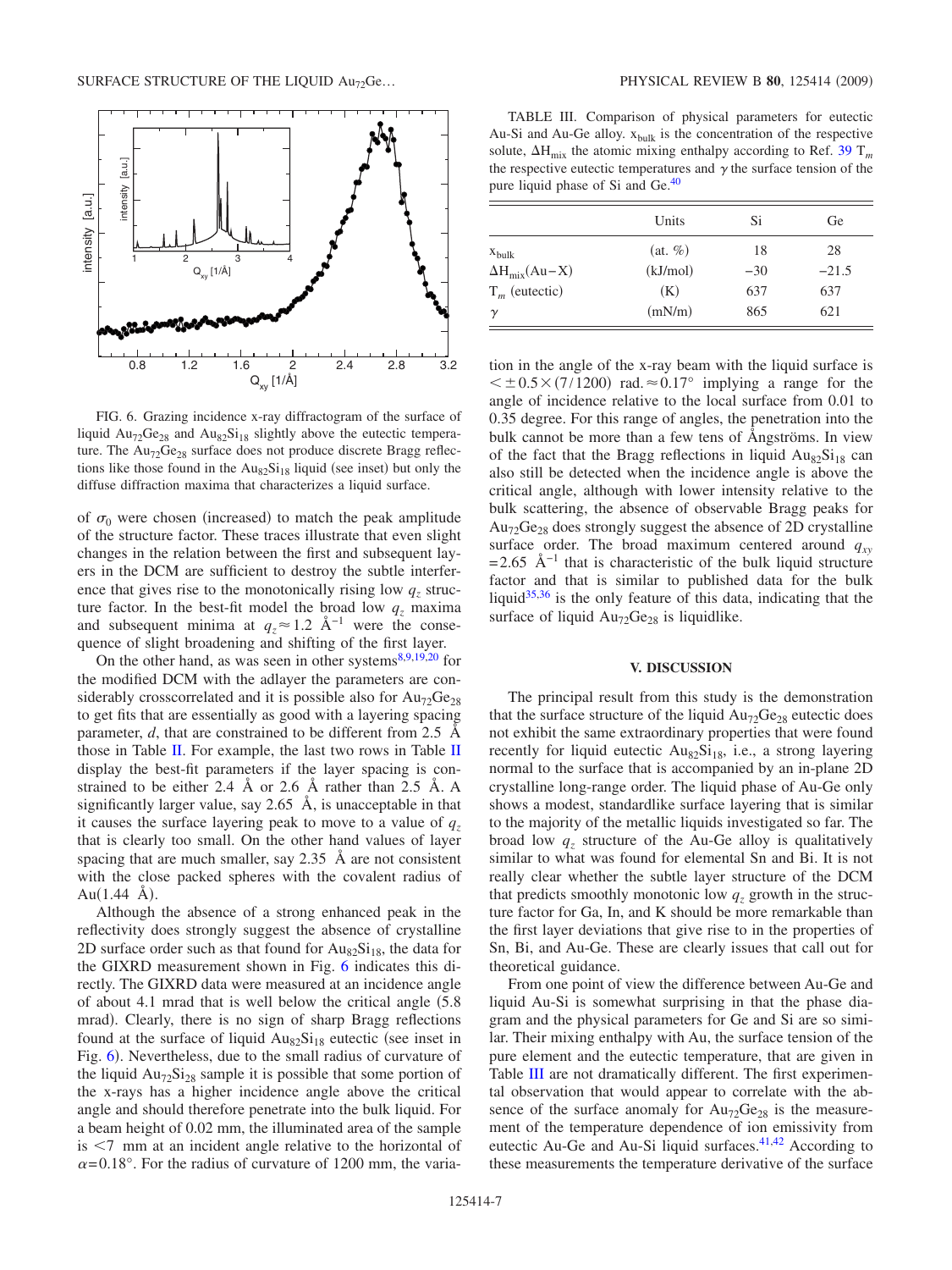FIG. 6. Grazing incidence x-ray diffractogram of the surface of liquid $Au_{72}Ge_{28}$ and $Au_{82}Si_{18}$ slightly above the eutectic temperature. The $Au_{72}Ge_{28}$ surface does not produce discrete Bragg reflections like those found in the $Au_{82}Si_{18}$ liquid (see inset) but only the diffuse diffraction maxima that characterizes a liquid surface.

of $\sigma_0$ were chosen (increased) to match the peak amplitude of the structure factor. These traces illustrate that even slight changes in the relation between the first and subsequent layers in the DCM are sufficient to destroy the subtle interference that gives rise to the monotonically rising low $q_z$ structure factor. In the best-fit model the broad low $q_z$ maxima and subsequent minima at $q_z \approx 1.2$ Å$^{-1}$ were the consequence of slight broadening and shifting of the first layer.

On the other hand, as was seen in other systems[8,9,19,20] for the modified DCM with the adlayer the parameters are considerably crosscorrelated and it is possible also for $Au_{72}Ge_{28}$ to get fits that are essentially as good with a layering spacing parameter, $d$, that are constrained to be different from 2.5 Å those in Table II. For example, the last two rows in Table II display the best-fit parameters if the layer spacing is constrained to be either 2.4 Å or 2.6 Å rather than 2.5 Å. A significantly larger value, say 2.65 Å, is unacceptable in that it causes the surface layering peak to move to a value of $q_z$ that is clearly too small. On the other hand values of layer spacing that are much smaller, say 2.35 Å are not consistent with the close packed spheres with the covalent radius of Au(1.44 Å).

Although the absence of a strong enhanced peak in the reflectivity does strongly suggest the absence of crystalline 2D surface order such as that found for $Au_{82}Si_{18}$, the data for the GIXRD measurement shown in Fig. 6 indicates this directly. The GIXRD data were measured at an incidence angle of about 4.1 mrad that is well below the critical angle (5.8 mrad). Clearly, there is no sign of sharp Bragg reflections found at the surface of liquid $Au_{82}Si_{18}$ eutectic (see inset in Fig. 6). Nevertheless, due to the small radius of curvature of the liquid $Au_{72}Si_{28}$ sample it is possible that some portion of the x-rays has a higher incidence angle above the critical angle and should therefore penetrate into the bulk liquid. For a beam height of 0.02 mm, the illuminated area of the sample is $<7$ mm at an incident angle relative to the horizontal of $\alpha = 0.18°$. For the radius of curvature of 1200 mm, the variation in the angle of the x-ray beam with the liquid surface is $< \pm 0.5 \times (7/1200)$ rad. $\approx 0.17°$ implying a range for the angle of incidence relative to the local surface from 0.01 to 0.35 degree. For this range of angles, the penetration into the bulk cannot be more than a few tens of Ångströms. In view of the fact that the Bragg reflections in liquid $Au_{82}Si_{18}$ can also still be detected when the incidence angle is above the critical angle, although with lower intensity relative to the bulk scattering, the absence of observable Bragg peaks for $Au_{72}Ge_{28}$ does strongly suggest the absence of 2D crystalline surface order. The broad maximum centered around $q_{xy} = 2.65$ Å$^{-1}$ that is characteristic of the bulk liquid structure factor and that is similar to published data for the bulk liquid[35,36] is the only feature of this data, indicating that the surface of liquid $Au_{72}Ge_{28}$ is liquidlike.

TABLE III. Comparison of physical parameters for eutectic Au-Si and Au-Ge alloy. $x_{bulk}$ is the concentration of the respective solute, $\Delta H_{mix}$ the atomic mixing enthalpy according to Ref. 39 $T_m$ the respective eutectic temperatures and $\gamma$ the surface tension of the pure liquid phase of Si and Ge.[40]

| | Units | Si | Ge |
|---|---|---|---|
| $x_{bulk}$ | (at. %) | 18 | 28 |
| $\Delta H_{mix}$(Au−X) | (kJ/mol) | −30 | −21.5 |
| $T_m$ (eutectic) | (K) | 637 | 637 |
| $\gamma$ | (mN/m) | 865 | 621 |

## V. DISCUSSION

The principal result from this study is the demonstration that the surface structure of the liquid $Au_{72}Ge_{28}$ eutectic does not exhibit the same extraordinary properties that were found recently for liquid eutectic $Au_{82}Si_{18}$, i.e., a strong layering normal to the surface that is accompanied by an in-plane 2D crystalline long-range order. The liquid phase of Au-Ge only shows a modest, standardlike surface layering that is similar to the majority of the metallic liquids investigated so far. The broad low $q_z$ structure of the Au-Ge alloy is qualitatively similar to what was found for elemental Sn and Bi. It is not really clear whether the subtle layer structure of the DCM that predicts smoothly monotonic low $q_z$ growth in the structure factor for Ga, In, and K should be more remarkable than the first layer deviations that give rise to in the properties of Sn, Bi, and Au-Ge. These are clearly issues that call out for theoretical guidance.

From one point of view the difference between Au-Ge and liquid Au-Si is somewhat surprising in that the phase diagram and the physical parameters for Ge and Si are so similar. Their mixing enthalpy with Au, the surface tension of the pure element and the eutectic temperature, that are given in Table III are not dramatically different. The first experimental observation that would appear to correlate with the absence of the surface anomaly for $Au_{72}Ge_{28}$ is the measurement of the temperature dependence of ion emissivity from eutectic Au-Ge and Au-Si liquid surfaces.[41,42] According to these measurements the temperature derivative of the surface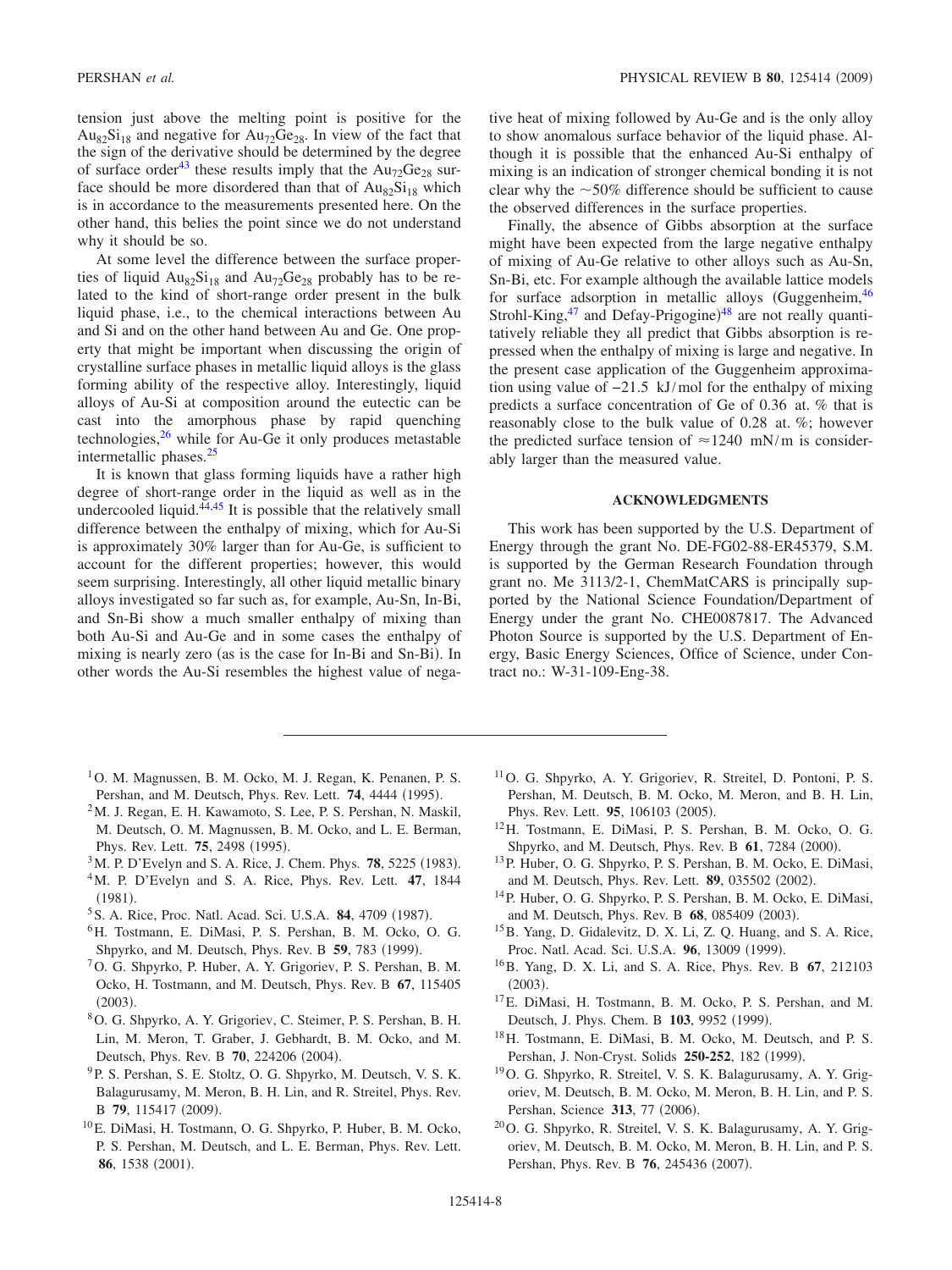tension just above the melting point is positive for the $Au_{82}Si_{18}$ and negative for $Au_{72}Ge_{28}$. In view of the fact that the sign of the derivative should be determined by the degree of surface order[43] these results imply that the $Au_{72}Ge_{28}$ surface should be more disordered than that of $Au_{82}Si_{18}$ which is in accordance to the measurements presented here. On the other hand, this belies the point since we do not understand why it should be so.

At some level the difference between the surface properties of liquid $Au_{82}Si_{18}$ and $Au_{72}Ge_{28}$ probably has to be related to the kind of short-range order present in the bulk liquid phase, i.e., to the chemical interactions between Au and Si and on the other hand between Au and Ge. One property that might be important when discussing the origin of crystalline surface phases in metallic liquid alloys is the glass forming ability of the respective alloy. Interestingly, liquid alloys of Au-Si at composition around the eutectic can be cast into the amorphous phase by rapid quenching technologies,[26] while for Au-Ge it only produces metastable intermetallic phases.[25]

It is known that glass forming liquids have a rather high degree of short-range order in the liquid as well as in the undercooled liquid.[44,45] It is possible that the relatively small difference between the enthalpy of mixing, which for Au-Si is approximately 30% larger than for Au-Ge, is sufficient to account for the different properties; however, this would seem surprising. Interestingly, all other liquid metallic binary alloys investigated so far such as, for example, Au-Sn, In-Bi, and Sn-Bi show a much smaller enthalpy of mixing than both Au-Si and Au-Ge and in some cases the enthalpy of mixing is nearly zero (as is the case for In-Bi and Sn-Bi). In other words the Au-Si resembles the highest value of negative heat of mixing followed by Au-Ge and is the only alloy to show anomalous surface behavior of the liquid phase. Although it is possible that the enhanced Au-Si enthalpy of mixing is an indication of stronger chemical bonding it is not clear why the ~50% difference should be sufficient to cause the observed differences in the surface properties.

Finally, the absence of Gibbs absorption at the surface might have been expected from the large negative enthalpy of mixing of Au-Ge relative to other alloys such as Au-Sn, Sn-Bi, etc. For example although the available lattice models for surface adsorption in metallic alloys (Guggenheim,[46] Strohl-King,[47] and Defay-Prigogine)[48] are not really quantitatively reliable they all predict that Gibbs absorption is repressed when the enthalpy of mixing is large and negative. In the present case application of the Guggenheim approximation using value of $-21.5$ kJ/mol for the enthalpy of mixing predicts a surface concentration of Ge of 0.36 at. % that is reasonably close to the bulk value of 0.28 at. %; however the predicted surface tension of $\approx 1240$ mN/m is considerably larger than the measured value.

## ACKNOWLEDGMENTS

This work has been supported by the U.S. Department of Energy through the grant No. DE-FG02-88-ER45379, S.M. is supported by the German Research Foundation through grant no. Me 3113/2-1, ChemMatCARS is principally supported by the National Science Foundation/Department of Energy under the grant No. CHE0087817. The Advanced Photon Source is supported by the U.S. Department of Energy, Basic Energy Sciences, Office of Science, under Contract no.: W-31-109-Eng-38.

---

[1] O. M. Magnussen, B. M. Ocko, M. J. Regan, K. Penanen, P. S. Pershan, and M. Deutsch, Phys. Rev. Lett. **74**, 4444 (1995).

[2] M. J. Regan, E. H. Kawamoto, S. Lee, P. S. Pershan, N. Maskil, M. Deutsch, O. M. Magnussen, B. M. Ocko, and L. E. Berman, Phys. Rev. Lett. **75**, 2498 (1995).

[3] M. P. D'Evelyn and S. A. Rice, J. Chem. Phys. **78**, 5225 (1983).

[4] M. P. D'Evelyn and S. A. Rice, Phys. Rev. Lett. **47**, 1844 (1981).

[5] S. A. Rice, Proc. Natl. Acad. Sci. U.S.A. **84**, 4709 (1987).

[6] H. Tostmann, E. DiMasi, P. S. Pershan, B. M. Ocko, O. G. Shpyrko, and M. Deutsch, Phys. Rev. B **59**, 783 (1999).

[7] O. G. Shpyrko, P. Huber, A. Y. Grigoriev, P. S. Pershan, B. M. Ocko, H. Tostmann, and M. Deutsch, Phys. Rev. B **67**, 115405 (2003).

[8] O. G. Shpyrko, A. Y. Grigoriev, C. Steimer, P. S. Pershan, B. H. Lin, M. Meron, T. Graber, J. Gebhardt, B. M. Ocko, and M. Deutsch, Phys. Rev. B **70**, 224206 (2004).

[9] P. S. Pershan, S. E. Stoltz, O. G. Shpyrko, M. Deutsch, V. S. K. Balagurusamy, M. Meron, B. H. Lin, and R. Streitel, Phys. Rev. B **79**, 115417 (2009).

[10] E. DiMasi, H. Tostmann, O. G. Shpyrko, P. Huber, B. M. Ocko, P. S. Pershan, M. Deutsch, and L. E. Berman, Phys. Rev. Lett. **86**, 1538 (2001).

[11] O. G. Shpyrko, A. Y. Grigoriev, R. Streitel, D. Pontoni, P. S. Pershan, M. Deutsch, B. M. Ocko, M. Meron, and B. H. Lin, Phys. Rev. Lett. **95**, 106103 (2005).

[12] H. Tostmann, E. DiMasi, P. S. Pershan, B. M. Ocko, O. G. Shpyrko, and M. Deutsch, Phys. Rev. B **61**, 7284 (2000).

[13] P. Huber, O. G. Shpyrko, P. S. Pershan, B. M. Ocko, E. DiMasi, and M. Deutsch, Phys. Rev. Lett. **89**, 035502 (2002).

[14] P. Huber, O. G. Shpyrko, P. S. Pershan, B. M. Ocko, E. DiMasi, and M. Deutsch, Phys. Rev. B **68**, 085409 (2003).

[15] B. Yang, D. Gidalevitz, D. X. Li, Z. Q. Huang, and S. A. Rice, Proc. Natl. Acad. Sci. U.S.A. **96**, 13009 (1999).

[16] B. Yang, D. X. Li, and S. A. Rice, Phys. Rev. B **67**, 212103 (2003).

[17] E. DiMasi, H. Tostmann, B. M. Ocko, P. S. Pershan, and M. Deutsch, J. Phys. Chem. B **103**, 9952 (1999).

[18] H. Tostmann, E. DiMasi, B. M. Ocko, M. Deutsch, and P. S. Pershan, J. Non-Cryst. Solids **250-252**, 182 (1999).

[19] O. G. Shpyrko, R. Streitel, V. S. K. Balagurusamy, A. Y. Grigoriev, M. Deutsch, B. M. Ocko, M. Meron, B. H. Lin, and P. S. Pershan, Science **313**, 77 (2006).

[20] O. G. Shpyrko, R. Streitel, V. S. K. Balagurusamy, A. Y. Grigoriev, M. Deutsch, B. M. Ocko, M. Meron, B. H. Lin, and P. S. Pershan, Phys. Rev. B **76**, 245436 (2007).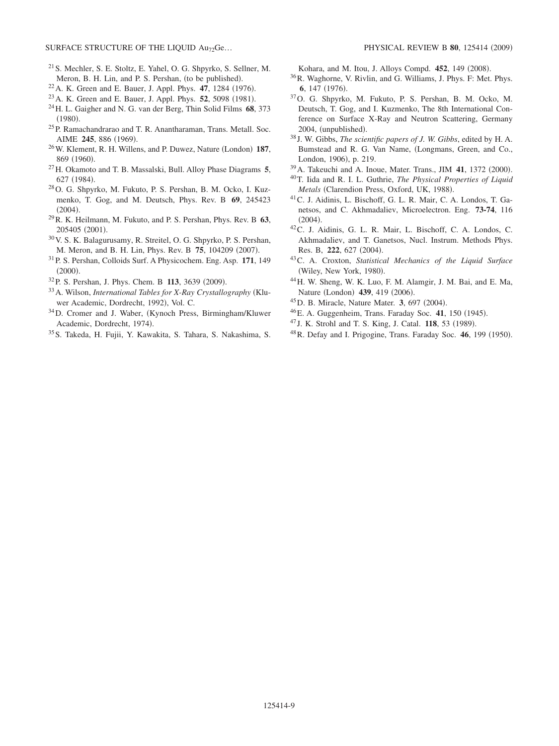[21] S. Mechler, S. E. Stoltz, E. Yahel, O. G. Shpyrko, S. Sellner, M. Meron, B. H. Lin, and P. S. Pershan, (to be published).

[22] A. K. Green and E. Bauer, J. Appl. Phys. **47**, 1284 (1976).

[23] A. K. Green and E. Bauer, J. Appl. Phys. **52**, 5098 (1981).

[24] H. L. Gaigher and N. G. van der Berg, Thin Solid Films **68**, 373 (1980).

[25] P. Ramachandrarao and T. R. Anantharaman, Trans. Metall. Soc. AIME **245**, 886 (1969).

[26] W. Klement, R. H. Willens, and P. Duwez, Nature (London) **187**, 869 (1960).

[27] H. Okamoto and T. B. Massalski, Bull. Alloy Phase Diagrams **5**, 627 (1984).

[28] O. G. Shpyrko, M. Fukuto, P. S. Pershan, B. M. Ocko, I. Kuzmenko, T. Gog, and M. Deutsch, Phys. Rev. B **69**, 245423 (2004).

[29] R. K. Heilmann, M. Fukuto, and P. S. Pershan, Phys. Rev. B **63**, 205405 (2001).

[30] V. S. K. Balagurusamy, R. Streitel, O. G. Shpyrko, P. S. Pershan, M. Meron, and B. H. Lin, Phys. Rev. B **75**, 104209 (2007).

[31] P. S. Pershan, Colloids Surf. A Physicochem. Eng. Asp. **171**, 149 (2000).

[32] P. S. Pershan, J. Phys. Chem. B **113**, 3639 (2009).

[33] A. Wilson, *International Tables for X-Ray Crystallography* (Kluwer Academic, Dordrecht, 1992), Vol. C.

[34] D. Cromer and J. Waber, (Kynoch Press, Birmingham/Kluwer Academic, Dordrecht, 1974).

[35] S. Takeda, H. Fujii, Y. Kawakita, S. Tahara, S. Nakashima, S. Kohara, and M. Itou, J. Alloys Compd. **452**, 149 (2008).

[36] R. Waghorne, V. Rivlin, and G. Williams, J. Phys. F: Met. Phys. **6**, 147 (1976).

[37] O. G. Shpyrko, M. Fukuto, P. S. Pershan, B. M. Ocko, M. Deutsch, T. Gog, and I. Kuzmenko, The 8th International Conference on Surface X-Ray and Neutron Scattering, Germany 2004, (unpublished).

[38] J. W. Gibbs, *The scientific papers of J. W. Gibbs*, edited by H. A. Bumstead and R. G. Van Name, (Longmans, Green, and Co., London, 1906), p. 219.

[39] A. Takeuchi and A. Inoue, Mater. Trans., JIM **41**, 1372 (2000).

[40] T. Iida and R. I. L. Guthrie, *The Physical Properties of Liquid Metals* (Clarendion Press, Oxford, UK, 1988).

[41] C. J. Aidinis, L. Bischoff, G. L. R. Mair, C. A. Londos, T. Ganetsos, and C. Akhmadaliev, Microelectron. Eng. **73-74**, 116 (2004).

[42] C. J. Aidinis, G. L. R. Mair, L. Bischoff, C. A. Londos, C. Akhmadaliev, and T. Ganetsos, Nucl. Instrum. Methods Phys. Res. B, **222**, 627 (2004).

[43] C. A. Croxton, *Statistical Mechanics of the Liquid Surface* (Wiley, New York, 1980).

[44] H. W. Sheng, W. K. Luo, F. M. Alamgir, J. M. Bai, and E. Ma, Nature (London) **439**, 419 (2006).

[45] D. B. Miracle, Nature Mater. **3**, 697 (2004).

[46] E. A. Guggenheim, Trans. Faraday Soc. **41**, 150 (1945).

[47] J. K. Strohl and T. S. King, J. Catal. **118**, 53 (1989).

[48] R. Defay and I. Prigogine, Trans. Faraday Soc. **46**, 199 (1950).